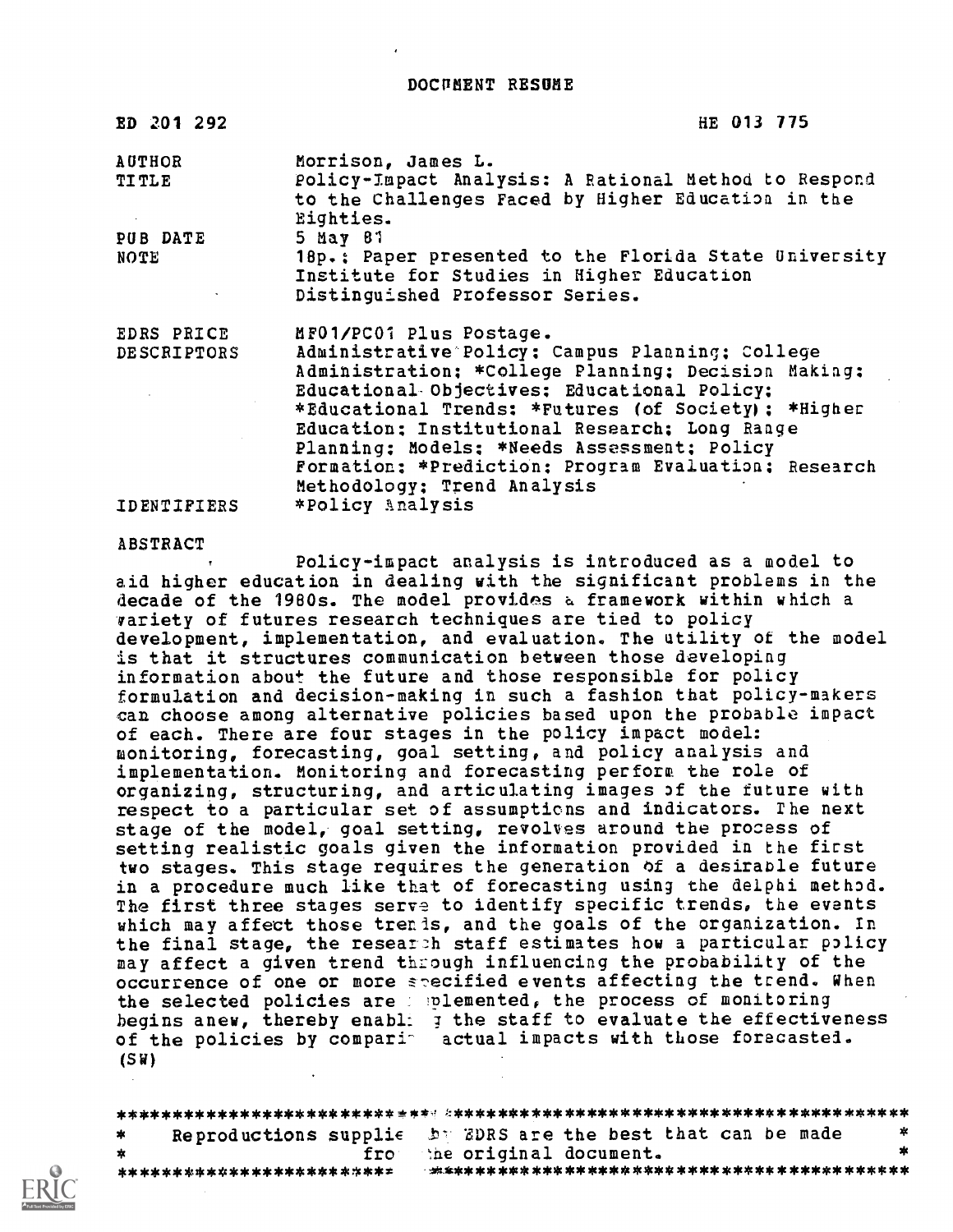DOCUMENT RESUME

| | |
|---|---|
| ED 201 292 | HE 013 775 |
| AUTHOR | Morrison, James L. |
| TITLE | Policy-Impact Analysis: A Rational Method to Respond to the Challenges Faced by Higher Education in the Eighties. |
| PUB DATE | 5 May 81 |
| NOTE | 18p.; Paper presented to the Florida State University Institute for Studies in Higher Education Distinguished Professor Series. |
| EDRS PRICE | MF01/PC01 Plus Postage. |
| DESCRIPTORS | Administrative Policy; Campus Planning; College Administration; *College Planning; Decision Making; Educational Objectives; Educational Policy; *Educational Trends; *Futures (of Society); *Higher Education; Institutional Research; Long Range Planning; Models; *Needs Assessment; Policy Formation; *Prediction; Program Evaluation; Research Methodology; Trend Analysis |
| IDENTIFIERS | *Policy Analysis |

ABSTRACT

Policy-impact analysis is introduced as a model to aid higher education in dealing with the significant problems in the decade of the 1980s. The model provides a framework within which a variety of futures research techniques are tied to policy development, implementation, and evaluation. The utility of the model is that it structures communication between those developing information about the future and those responsible for policy formulation and decision-making in such a fashion that policy-makers can choose among alternative policies based upon the probable impact of each. There are four stages in the policy impact model: monitoring, forecasting, goal setting, and policy analysis and implementation. Monitoring and forecasting perform the role of organizing, structuring, and articulating images of the future with respect to a particular set of assumptions and indicators. The next stage of the model, goal setting, revolves around the process of setting realistic goals given the information provided in the first two stages. This stage requires the generation of a desirable future in a procedure much like that of forecasting using the delphi method. The first three stages serve to identify specific trends, the events which may affect those trends, and the goals of the organization. In the final stage, the research staff estimates how a particular policy may affect a given trend through influencing the probability of the occurrence of one or more specified events affecting the trend. When the selected policies are implemented, the process of monitoring begins anew, thereby enabling the staff to evaluate the effectiveness of the policies by comparing actual impacts with those forecasted. (SW)

***********************************************************************
\* Reproductions supplied by EDRS are the best that can be made \*
\* from the original document. \*
***********************************************************************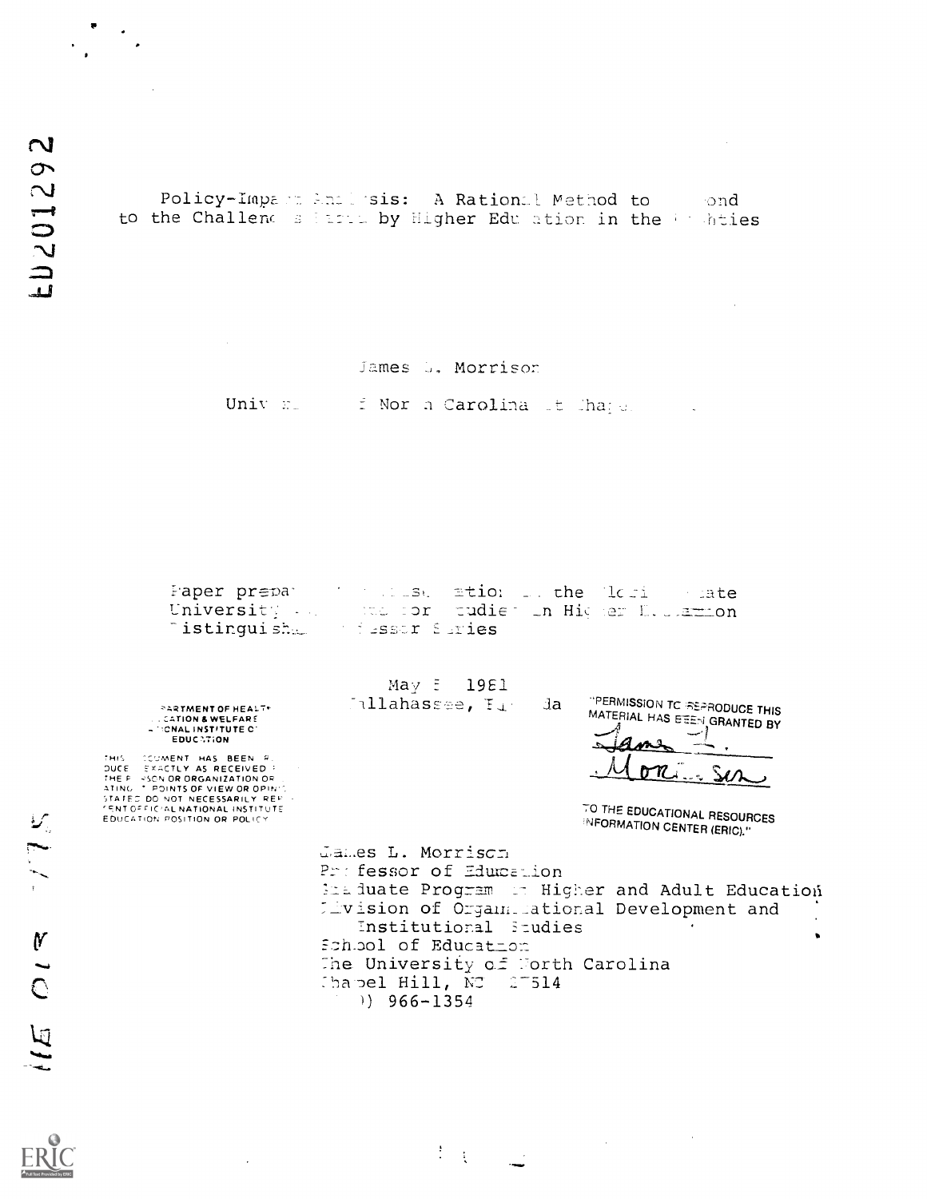ED201292

Policy-Impact Analysis: A Rational Method to Respond to the Challenges Faced by Higher Education in the Eighties

James L. Morrison

University of North Carolina at Chapel Hill

Paper prepared for presentation at the Florida State University Center for Studies in Higher Education Distinguished Professor Series

May 8, 1981
Tallahassee, Florida

U.S. DEPARTMENT OF HEALTH, EDUCATION & WELFARE
NATIONAL INSTITUTE OF EDUCATION

THIS DOCUMENT HAS BEEN REPRODUCED EXACTLY AS RECEIVED FROM THE PERSON OR ORGANIZATION ORIGINATING IT. POINTS OF VIEW OR OPINIONS STATED DO NOT NECESSARILY REPRESENT OFFICIAL NATIONAL INSTITUTE OF EDUCATION POSITION OR POLICY

"PERMISSION TO REPRODUCE THIS MATERIAL HAS BEEN GRANTED BY

James L. Morrison

TO THE EDUCATIONAL RESOURCES INFORMATION CENTER (ERIC)."

James L. Morrison
Professor of Education
Graduate Program in Higher and Adult Education
Division of Organizational Development and Institutional Studies
School of Education
The University of North Carolina
Chapel Hill, NC 27514
(919) 966-1354

HE 014 175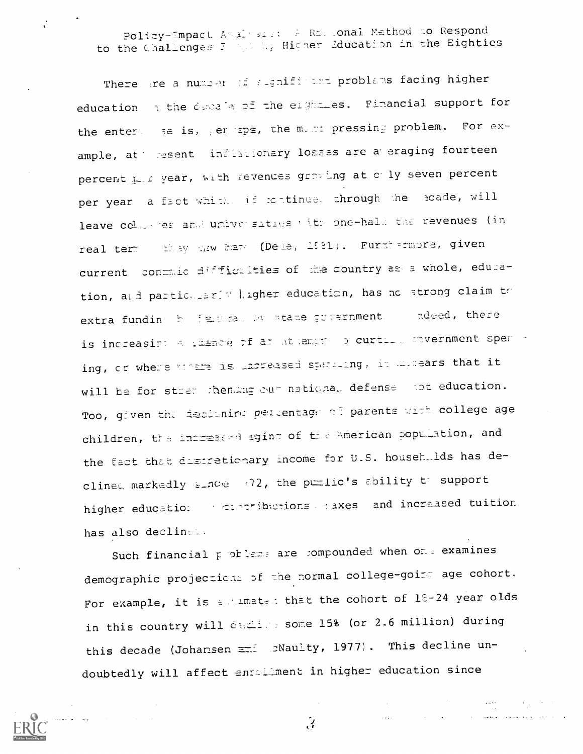# Policy-Impact Analysis: A Rational Method to Respond to the Challenges Facing Higher Education in the Eighties

There are a number of significant problems facing higher education in the decade of the eighties. Financial support for the enterprise is, perhaps, the most pressing problem. For example, at present inflationary losses are averaging fourteen percent per year, with revenues growing at only seven percent per year a fact which, if continued through the decade, will leave colleges and universities with one-half the revenues (in real terms) they now have (Dede, 1981). Furthermore, given current economic difficulties of the country as a whole, education, and particularly higher education, has no strong claim to extra funding by federal or state government. Indeed, there is increasing evidence of an attempt to curtail government spending, or where there is increased spending, it appears that it will be for strengthening our national defense not education. Too, given the declining percentage of parents with college age children, the increased aging of the American population, and the fact that discretionary income for U.S. households has declined markedly since 1972, the public's ability to support higher education contributions, taxes and increased tuition has also declined.

Such financial problems are compounded when one examines demographic projections of the normal college-going age cohort. For example, it is estimated that the cohort of 18-24 year olds in this country will decline some 15% (or 2.6 million) during this decade (Johansen and McNaulty, 1977). This decline undoubtedly will affect enrollment in higher education since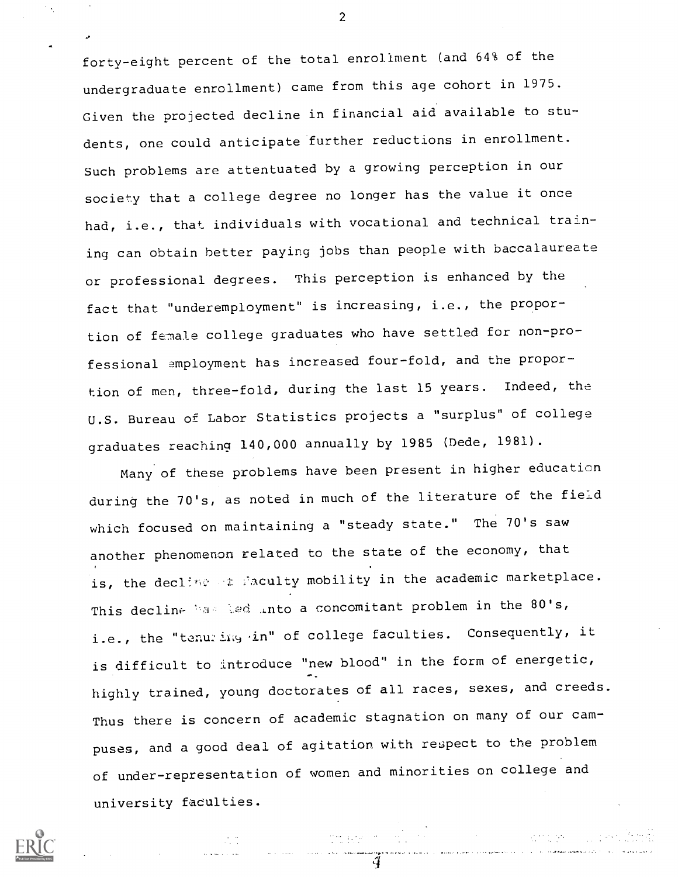forty-eight percent of the total enrollment (and 64% of the undergraduate enrollment) came from this age cohort in 1975. Given the projected decline in financial aid available to students, one could anticipate further reductions in enrollment. Such problems are attentuated by a growing perception in our society that a college degree no longer has the value it once had, i.e., that individuals with vocational and technical training can obtain better paying jobs than people with baccalaureate or professional degrees. This perception is enhanced by the fact that "underemployment" is increasing, i.e., the proportion of female college graduates who have settled for non-professional employment has increased four-fold, and the proportion of men, three-fold, during the last 15 years. Indeed, the U.S. Bureau of Labor Statistics projects a "surplus" of college graduates reaching 140,000 annually by 1985 (Dede, 1981).

Many of these problems have been present in higher education during the 70's, as noted in much of the literature of the field which focused on maintaining a "steady state." The 70's saw another phenomenon related to the state of the economy, that is, the decline of faculty mobility in the academic marketplace. This decline has led into a concomitant problem in the 80's, i.e., the "tenuring-in" of college faculties. Consequently, it is difficult to introduce "new blood" in the form of energetic, highly trained, young doctorates of all races, sexes, and creeds. Thus there is concern of academic stagnation on many of our campuses, and a good deal of agitation with respect to the problem of under-representation of women and minorities on college and university faculties.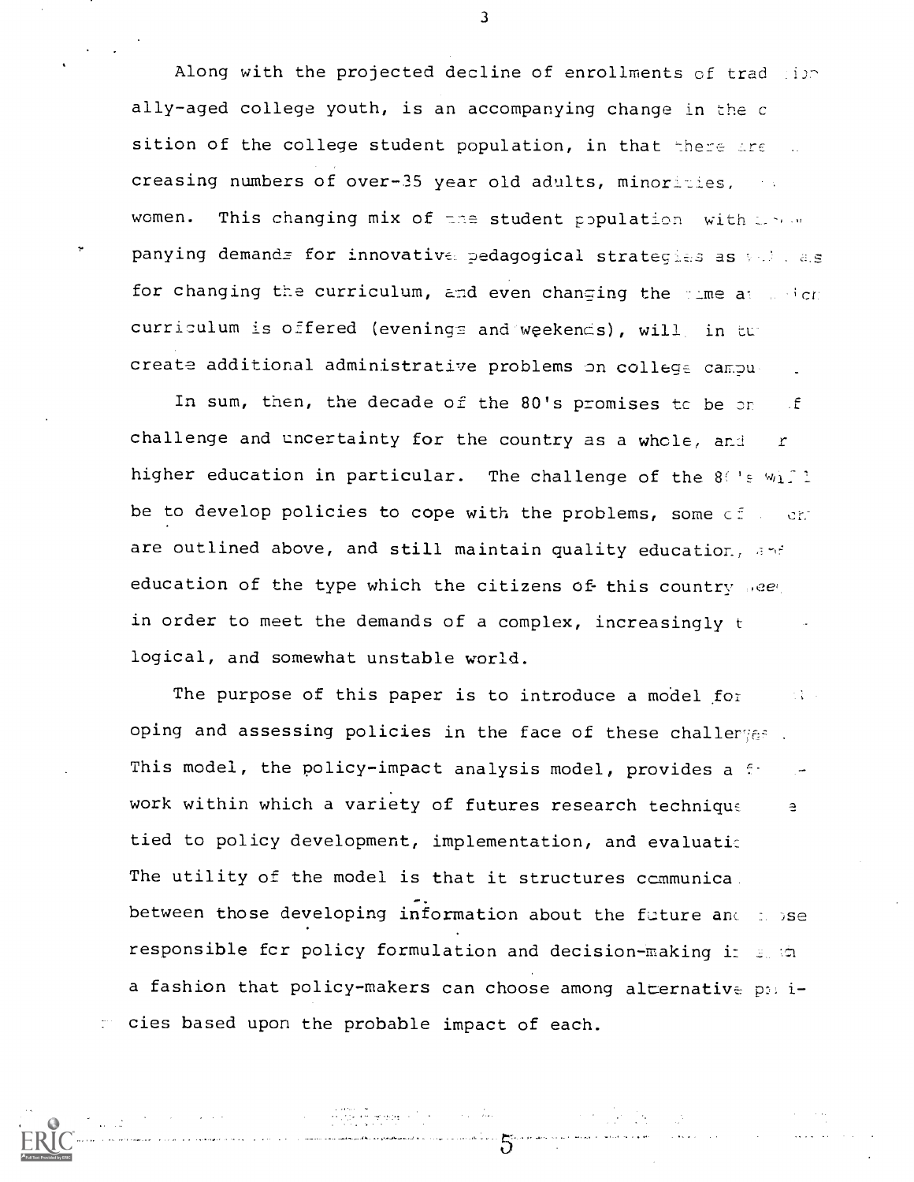Along with the projected decline of enrollments of traditionally-aged college youth, is an accompanying change in the composition of the college student population, in that there are increasing numbers of over-35 year old adults, minorities, and women. This changing mix of the student population with accompanying demands for innovative pedagogical strategies as well as for changing the curriculum, and even changing the time at which curriculum is offered (evenings and weekends), will, in turn, create additional administrative problems on college campuses.

In sum, then, the decade of the 80's promises to be one of challenge and uncertainty for the country as a whole, and for higher education in particular. The challenge of the 80's will be to develop policies to cope with the problems, some of which are outlined above, and still maintain quality education, and education of the type which the citizens of this country need in order to meet the demands of a complex, increasingly technological, and somewhat unstable world.

The purpose of this paper is to introduce a model for developing and assessing policies in the face of these challenges. This model, the policy-impact analysis model, provides a framework within which a variety of futures research techniques are tied to policy development, implementation, and evaluation. The utility of the model is that it structures communication between those developing information about the future and those responsible for policy formulation and decision-making in such a fashion that policy-makers can choose among alternative policies based upon the probable impact of each.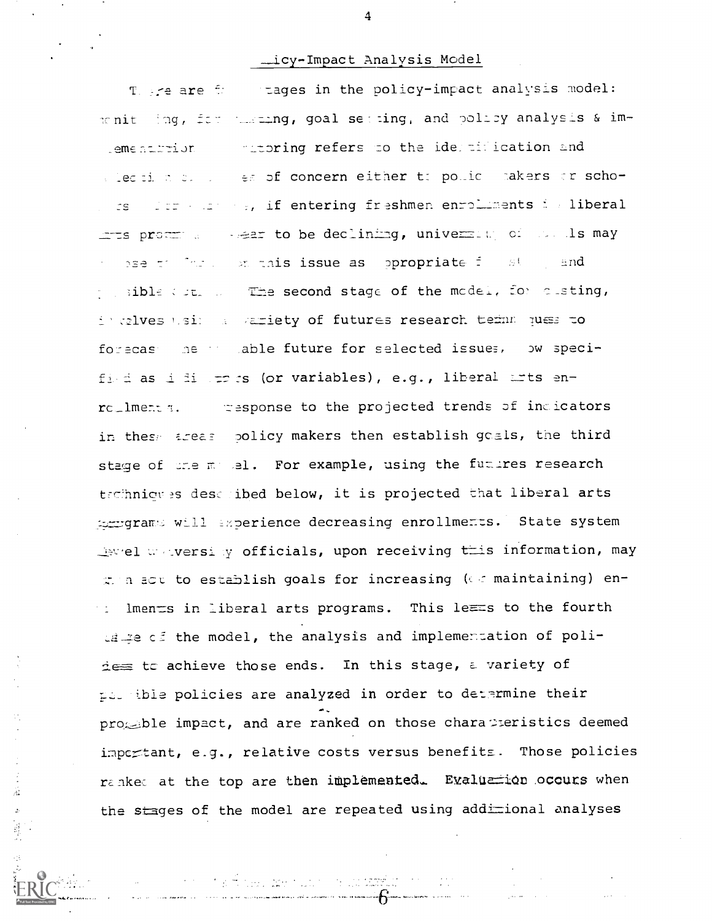## Policy-Impact Analysis Model

There are four stages in the policy-impact analysis model: monitoring, forecasting, goal setting, and policy analysis & implementation. Monitoring refers to the identification and selection of issues of concern either to policy makers or scholars. For example, if entering freshmen enrollments in liberal arts programs appear to be declining, university officials may choose to monitor this issue as appropriate for study and possible action. The second stage of the model, forecasting, involves using a variety of futures research techniques to forecast the probable future for selected issues, now specified as indicators (or variables), e.g., liberal arts enrollments. In response to the projected trends of indicators in these areas policy makers then establish goals, the third stage of the model. For example, using the futures research techniques described below, it is projected that liberal arts programs will experience decreasing enrollments. State system level university officials, upon receiving this information, may then act to establish goals for increasing (or maintaining) enrollments in liberal arts programs. This leads to the fourth stage of the model, the analysis and implementation of policies to achieve those ends. In this stage, a variety of possible policies are analyzed in order to determine their probable impact, and are ranked on those characteristics deemed important, e.g., relative costs versus benefits. Those policies ranked at the top are then implemented. Evaluation occurs when the stages of the model are repeated using additional analyses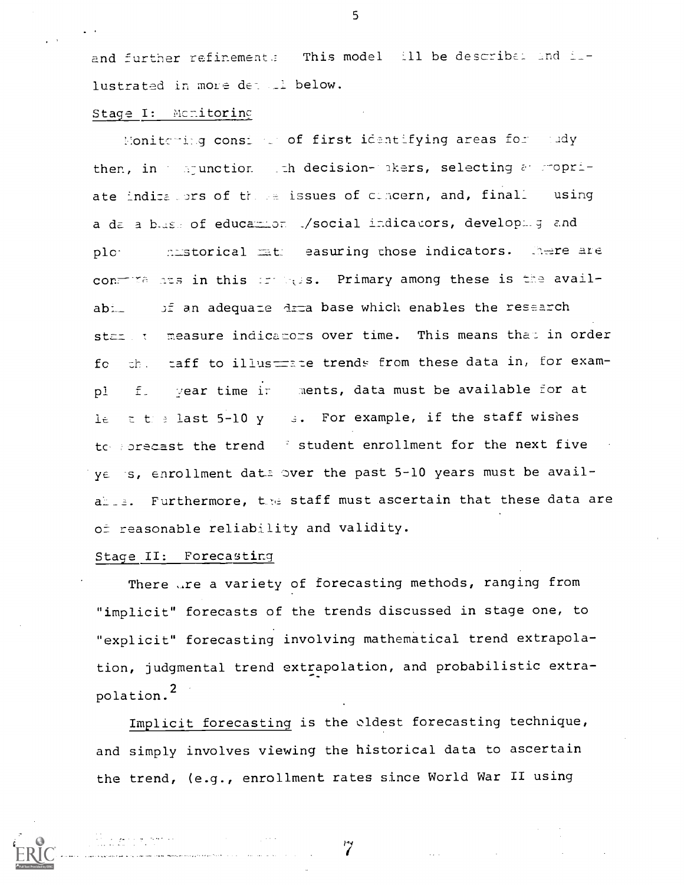and further refinements. This model will be described and illustrated in more detail below.

Stage I: Monitoring

Monitoring consists of first identifying areas for study then, in conjunction with decision-makers, selecting appropriate indicators of these issues of concern, and, finally using a data base of educational/social indicators, developing and plotting historical data measuring those indicators. There are constraints in this process. Primary among these is the availability of an adequate data base which enables the research staff to measure indicators over time. This means that in order for the staff to illustrate trends from these data in, for example five year time increments, data must be available for at least the last 5-10 years. For example, if the staff wishes to forecast the trend of student enrollment for the next five years, enrollment data over the past 5-10 years must be available. Furthermore, the staff must ascertain that these data are of reasonable reliability and validity.

Stage II: Forecasting

There are a variety of forecasting methods, ranging from "implicit" forecasts of the trends discussed in stage one, to "explicit" forecasting involving mathematical trend extrapolation, judgmental trend extrapolation, and probabilistic extrapolation.[2]

Implicit forecasting is the oldest forecasting technique, and simply involves viewing the historical data to ascertain the trend, (e.g., enrollment rates since World War II using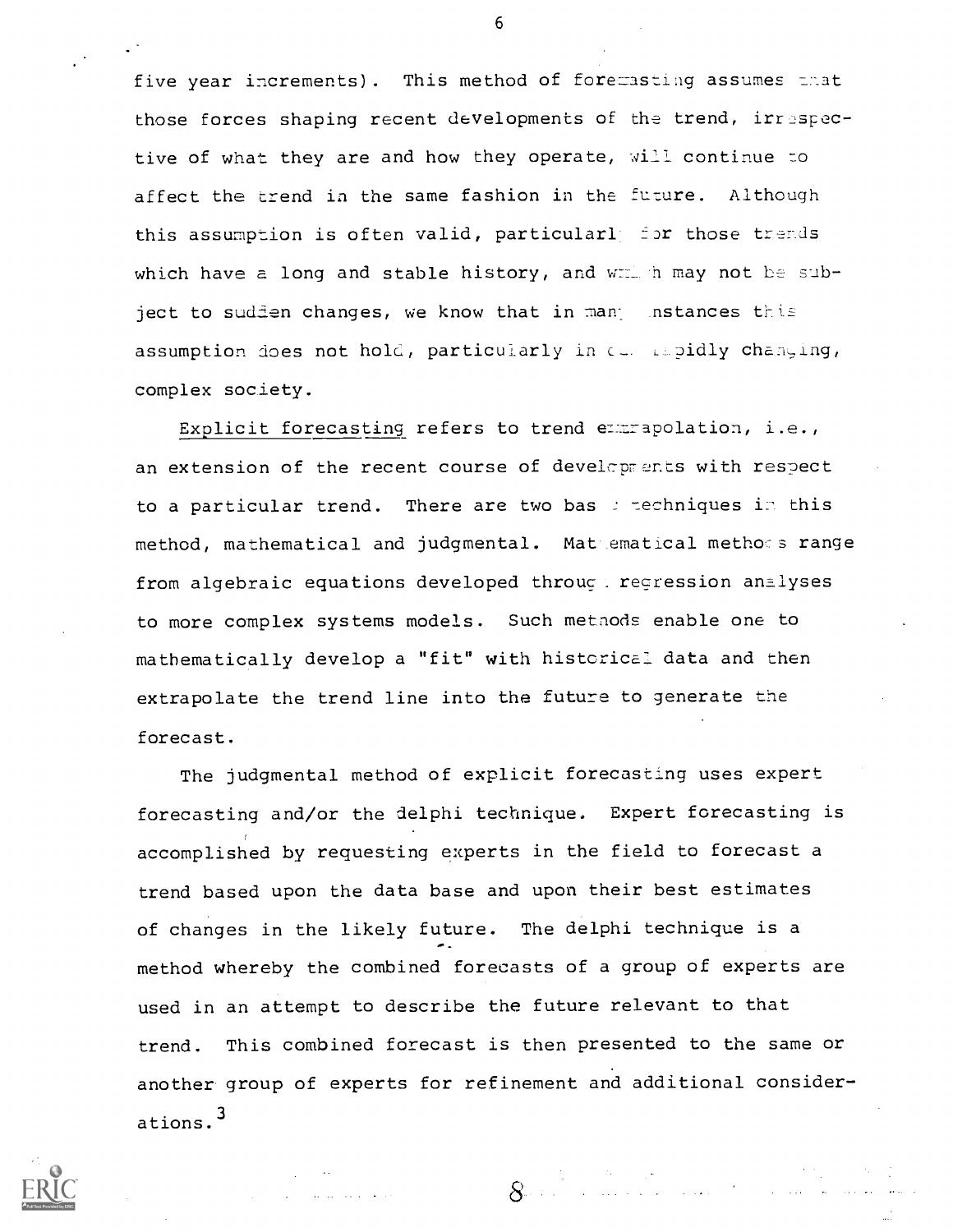five year increments). This method of forecasting assumes that those forces shaping recent developments of the trend, irrespective of what they are and how they operate, will continue to affect the trend in the same fashion in the future. Although this assumption is often valid, particularly for those trends which have a long and stable history, and which may not be subject to sudden changes, we know that in many instances this assumption does not hold, particularly in our rapidly changing, complex society.

Explicit forecasting refers to trend extrapolation, i.e., an extension of the recent course of developments with respect to a particular trend. There are two basic techniques in this method, mathematical and judgmental. Mathematical methods range from algebraic equations developed through regression analyses to more complex systems models. Such methods enable one to mathematically develop a "fit" with historical data and then extrapolate the trend line into the future to generate the forecast.

The judgmental method of explicit forecasting uses expert forecasting and/or the delphi technique. Expert forecasting is accomplished by requesting experts in the field to forecast a trend based upon the data base and upon their best estimates of changes in the likely future. The delphi technique is a method whereby the combined forecasts of a group of experts are used in an attempt to describe the future relevant to that trend. This combined forecast is then presented to the same or another group of experts for refinement and additional considerations.[3]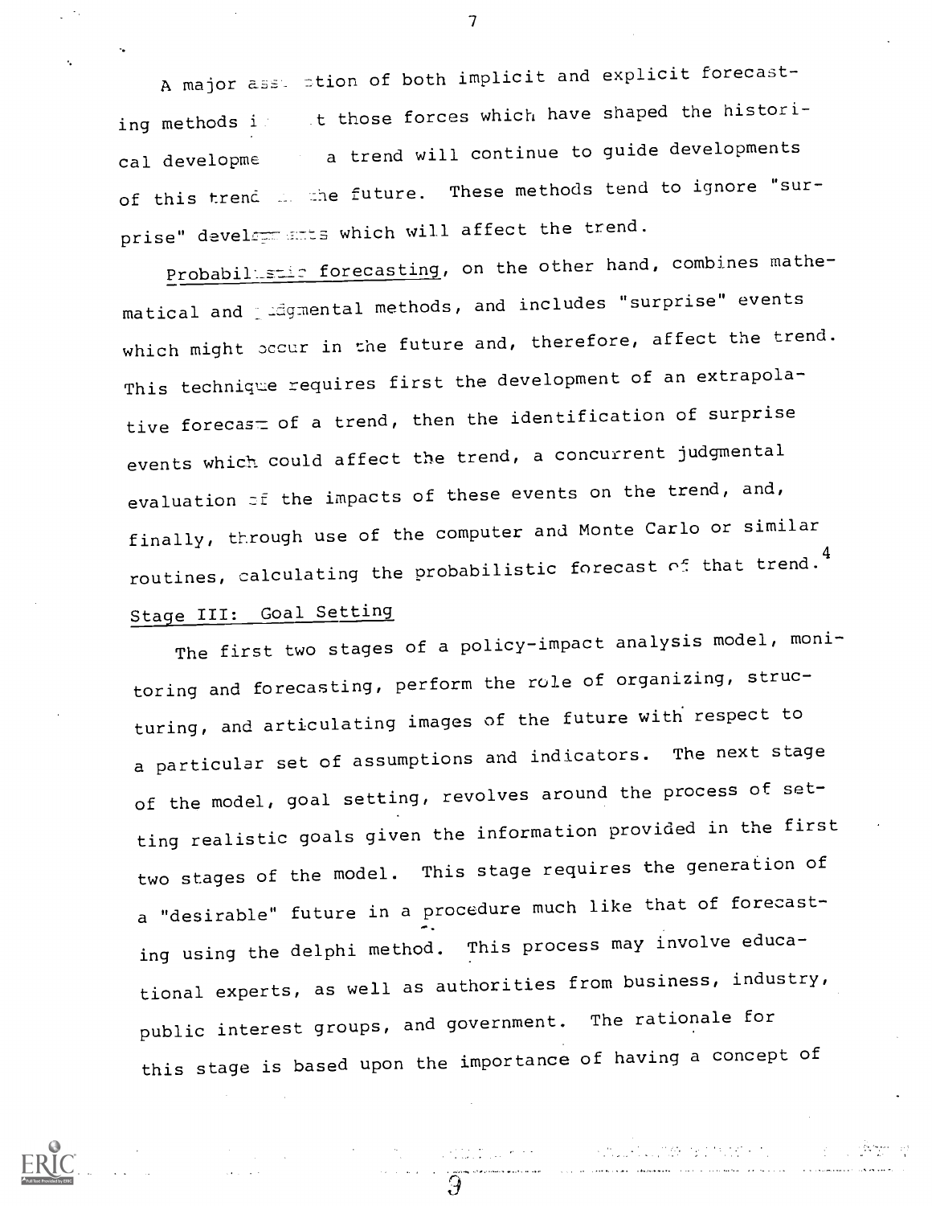A major assumption of both implicit and explicit forecasting methods is that those forces which have shaped the historical development of a trend will continue to guide developments of this trend in the future. These methods tend to ignore "surprise" developments which will affect the trend.

Probabilistic forecasting, on the other hand, combines mathematical and judgmental methods, and includes "surprise" events which might occur in the future and, therefore, affect the trend. This technique requires first the development of an extrapolative forecast of a trend, then the identification of surprise events which could affect the trend, a concurrent judgmental evaluation of the impacts of these events on the trend, and, finally, through use of the computer and Monte Carlo or similar routines, calculating the probabilistic forecast of that trend.[4]

## Stage III: Goal Setting

The first two stages of a policy-impact analysis model, monitoring and forecasting, perform the role of organizing, structuring, and articulating images of the future with respect to a particular set of assumptions and indicators. The next stage of the model, goal setting, revolves around the process of setting realistic goals given the information provided in the first two stages of the model. This stage requires the generation of a "desirable" future in a procedure much like that of forecasting using the delphi method. This process may involve educational experts, as well as authorities from business, industry, public interest groups, and government. The rationale for this stage is based upon the importance of having a concept of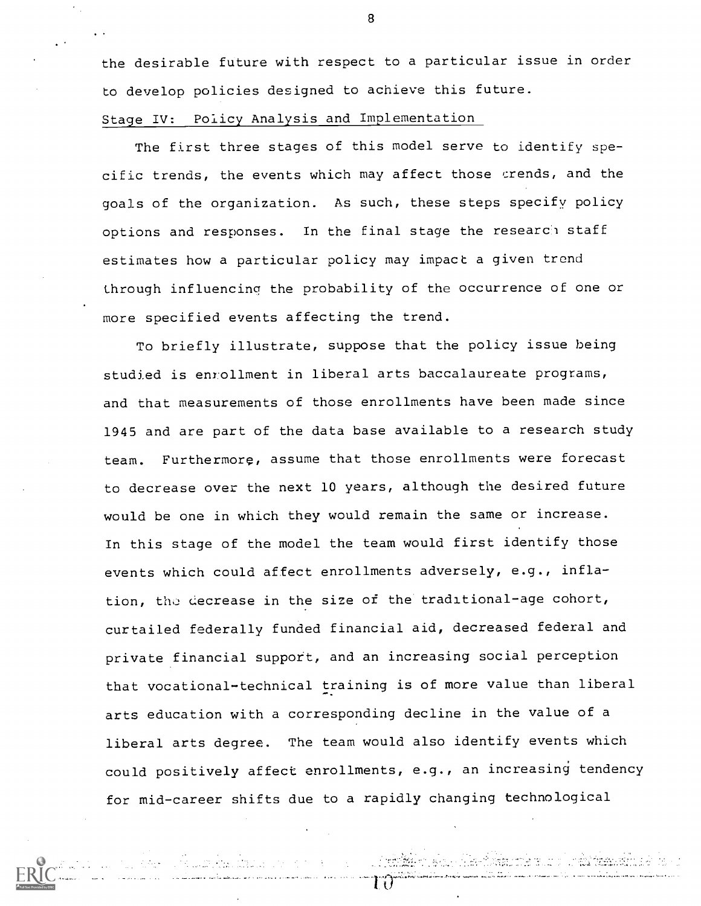the desirable future with respect to a particular issue in order to develop policies designed to achieve this future.

Stage IV: Policy Analysis and Implementation

The first three stages of this model serve to identify specific trends, the events which may affect those trends, and the goals of the organization. As such, these steps specify policy options and responses. In the final stage the research staff estimates how a particular policy may impact a given trend through influencing the probability of the occurrence of one or more specified events affecting the trend.

To briefly illustrate, suppose that the policy issue being studied is enrollment in liberal arts baccalaureate programs, and that measurements of those enrollments have been made since 1945 and are part of the data base available to a research study team. Furthermore, assume that those enrollments were forecast to decrease over the next 10 years, although the desired future would be one in which they would remain the same or increase. In this stage of the model the team would first identify those events which could affect enrollments adversely, e.g., inflation, the decrease in the size of the traditional-age cohort, curtailed federally funded financial aid, decreased federal and private financial support, and an increasing social perception that vocational-technical training is of more value than liberal arts education with a corresponding decline in the value of a liberal arts degree. The team would also identify events which could positively affect enrollments, e.g., an increasing tendency for mid-career shifts due to a rapidly changing technological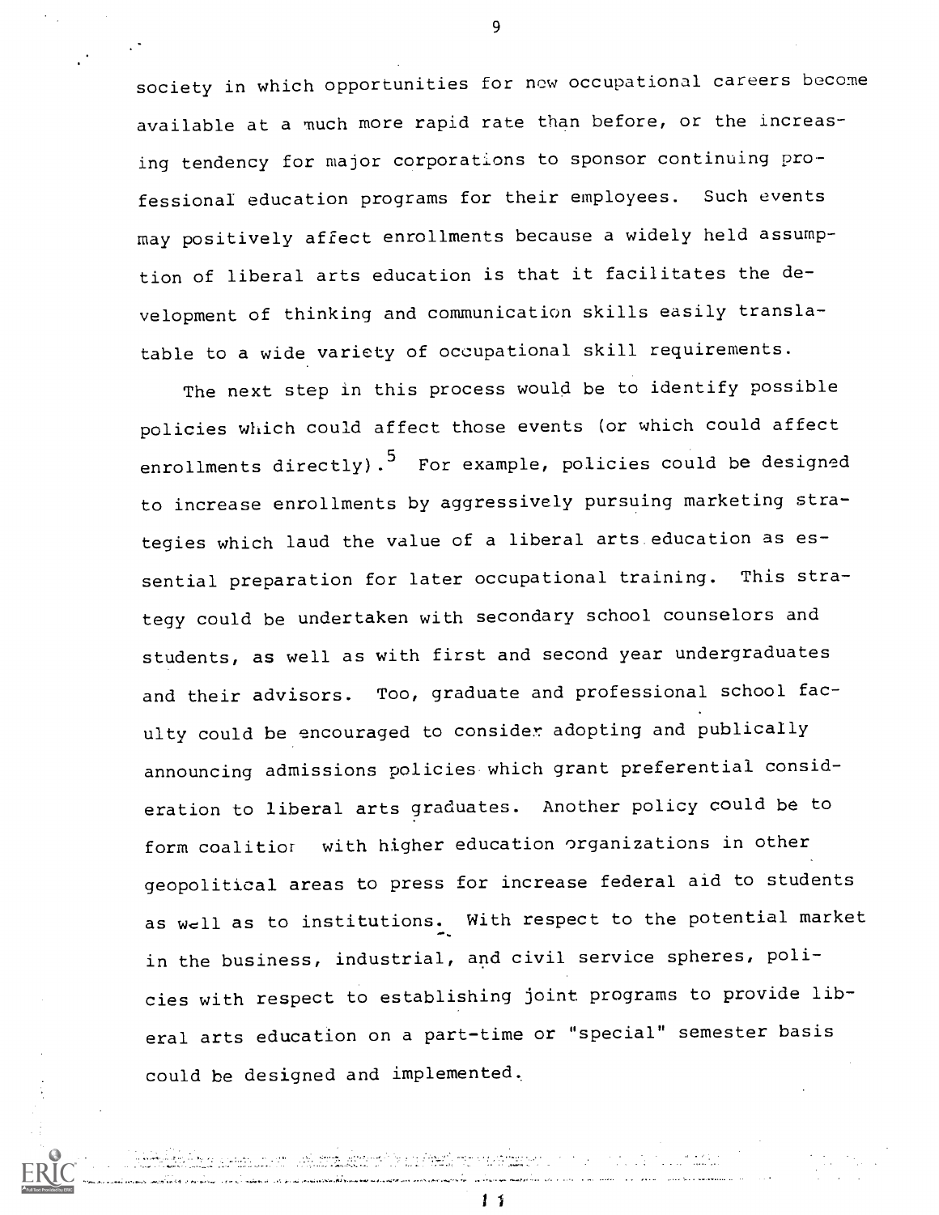society in which opportunities for new occupational careers become available at a much more rapid rate than before, or the increasing tendency for major corporations to sponsor continuing professional education programs for their employees. Such events may positively affect enrollments because a widely held assumption of liberal arts education is that it facilitates the development of thinking and communication skills easily translatable to a wide variety of occupational skill requirements.

The next step in this process would be to identify possible policies which could affect those events (or which could affect enrollments directly).[5] For example, policies could be designed to increase enrollments by aggressively pursuing marketing strategies which laud the value of a liberal arts education as essential preparation for later occupational training. This strategy could be undertaken with secondary school counselors and students, as well as with first and second year undergraduates and their advisors. Too, graduate and professional school faculty could be encouraged to consider adopting and publically announcing admissions policies which grant preferential consideration to liberal arts graduates. Another policy could be to form coalition with higher education organizations in other geopolitical areas to press for increase federal aid to students as well as to institutions. With respect to the potential market in the business, industrial, and civil service spheres, policies with respect to establishing joint programs to provide liberal arts education on a part-time or "special" semester basis could be designed and implemented.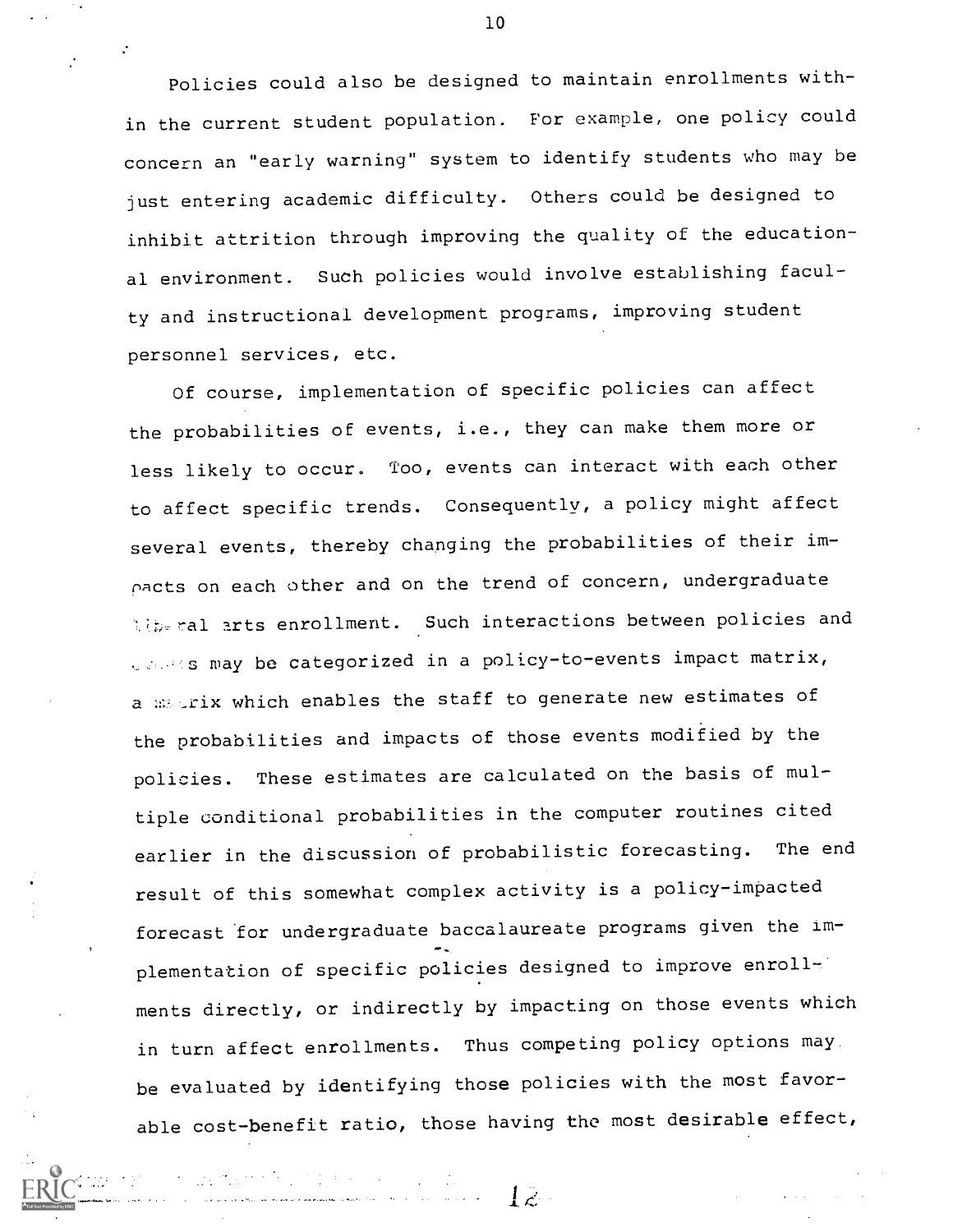Policies could also be designed to maintain enrollments within the current student population. For example, one policy could concern an "early warning" system to identify students who may be just entering academic difficulty. Others could be designed to inhibit attrition through improving the quality of the educational environment. Such policies would involve establishing faculty and instructional development programs, improving student personnel services, etc.

Of course, implementation of specific policies can affect the probabilities of events, i.e., they can make them more or less likely to occur. Too, events can interact with each other to affect specific trends. Consequently, a policy might affect several events, thereby changing the probabilities of their impacts on each other and on the trend of concern, undergraduate liberal arts enrollment. Such interactions between policies and events may be categorized in a policy-to-events impact matrix, a matrix which enables the staff to generate new estimates of the probabilities and impacts of those events modified by the policies. These estimates are calculated on the basis of multiple conditional probabilities in the computer routines cited earlier in the discussion of probabilistic forecasting. The end result of this somewhat complex activity is a policy-impacted forecast for undergraduate baccalaureate programs given the implementation of specific policies designed to improve enrollments directly, or indirectly by impacting on those events which in turn affect enrollments. Thus competing policy options may be evaluated by identifying those policies with the most favorable cost-benefit ratio, those having the most desirable effect,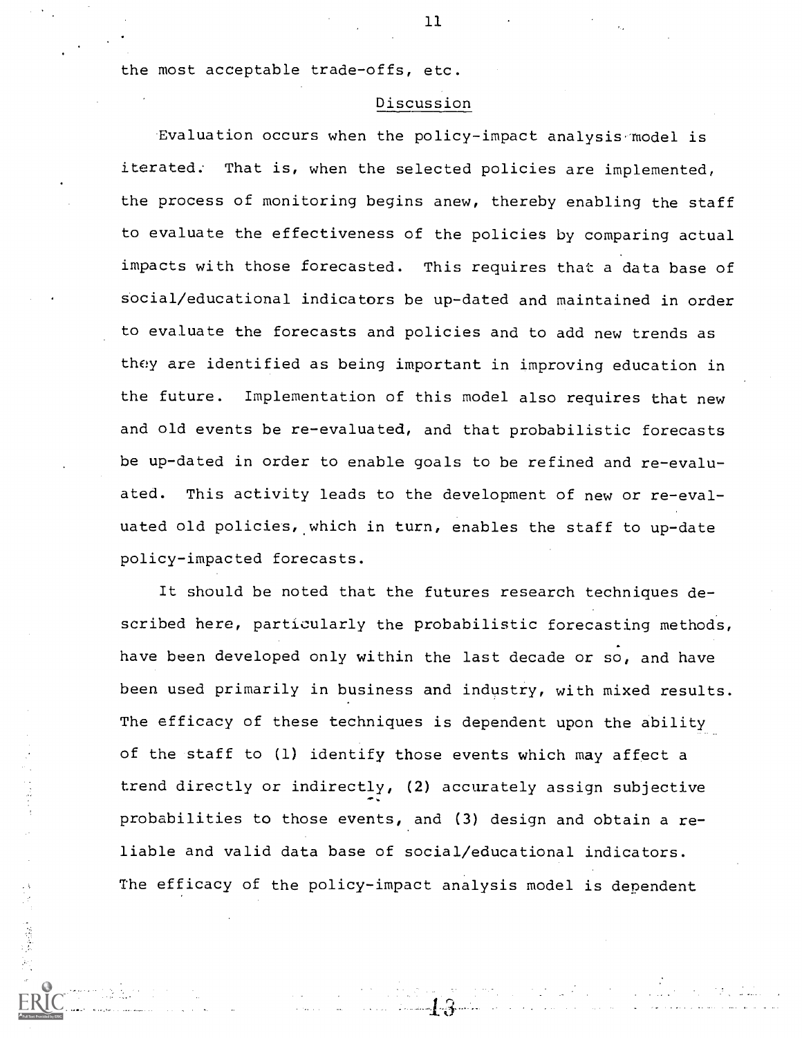the most acceptable trade-offs, etc.

## Discussion

Evaluation occurs when the policy-impact analysis model is iterated. That is, when the selected policies are implemented, the process of monitoring begins anew, thereby enabling the staff to evaluate the effectiveness of the policies by comparing actual impacts with those forecasted. This requires that a data base of social/educational indicators be up-dated and maintained in order to evaluate the forecasts and policies and to add new trends as they are identified as being important in improving education in the future. Implementation of this model also requires that new and old events be re-evaluated, and that probabilistic forecasts be up-dated in order to enable goals to be refined and re-evaluated. This activity leads to the development of new or re-evaluated old policies, which in turn, enables the staff to up-date policy-impacted forecasts.

It should be noted that the futures research techniques described here, particularly the probabilistic forecasting methods, have been developed only within the last decade or so, and have been used primarily in business and industry, with mixed results. The efficacy of these techniques is dependent upon the ability of the staff to (1) identify those events which may affect a trend directly or indirectly, (2) accurately assign subjective probabilities to those events, and (3) design and obtain a reliable and valid data base of social/educational indicators. The efficacy of the policy-impact analysis model is dependent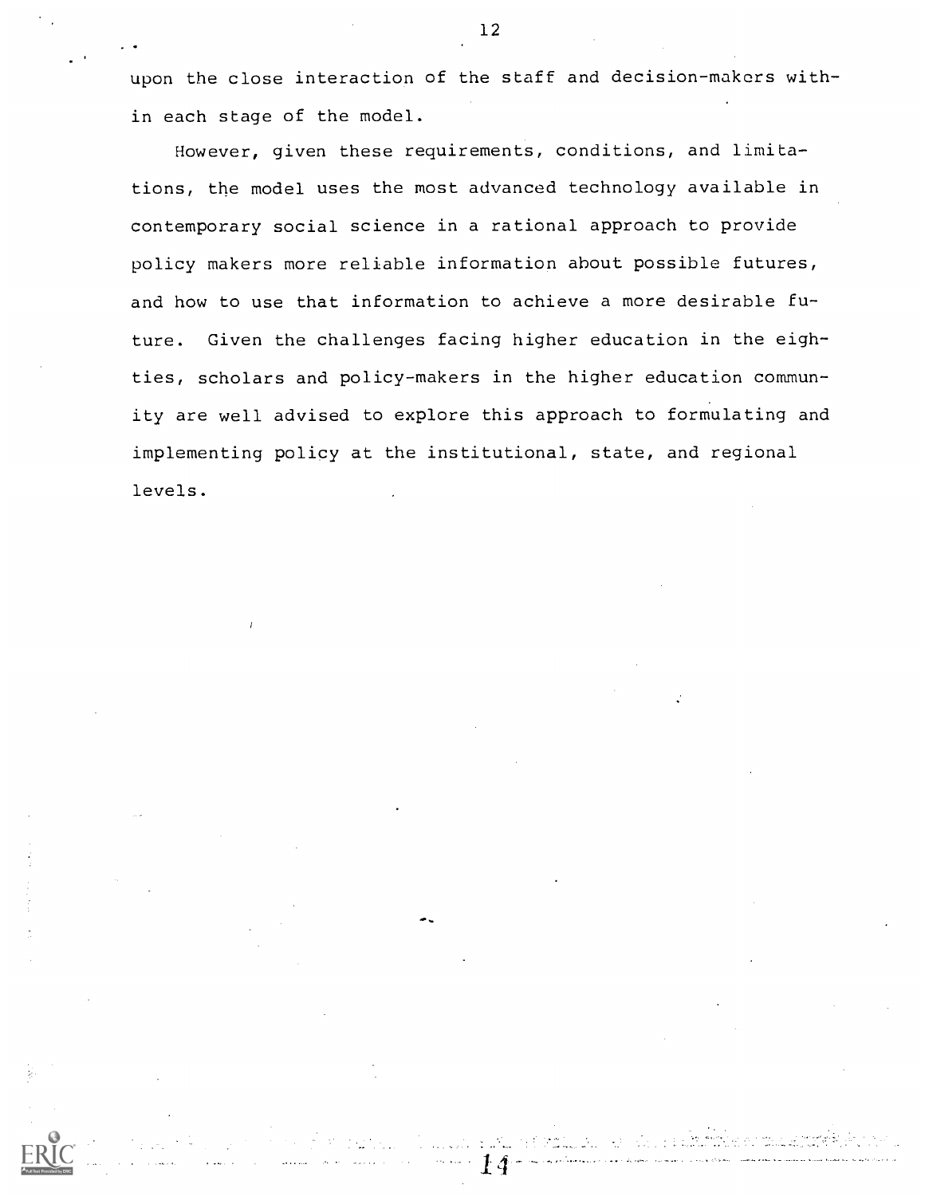upon the close interaction of the staff and decision-makers within each stage of the model.

However, given these requirements, conditions, and limitations, the model uses the most advanced technology available in contemporary social science in a rational approach to provide policy makers more reliable information about possible futures, and how to use that information to achieve a more desirable future. Given the challenges facing higher education in the eighties, scholars and policy-makers in the higher education community are well advised to explore this approach to formulating and implementing policy at the institutional, state, and regional levels.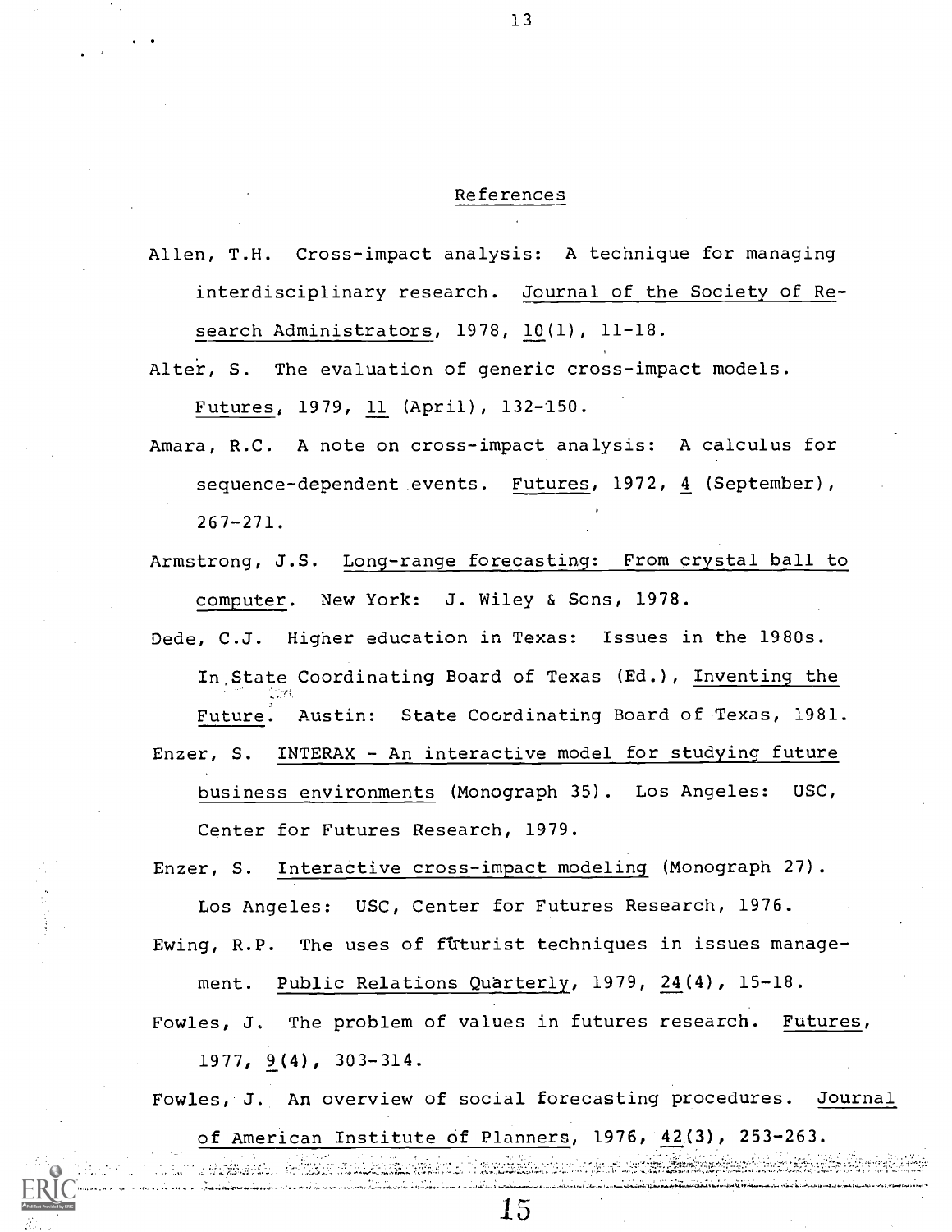## References

Allen, T.H. Cross-impact analysis: A technique for managing interdisciplinary research. Journal of the Society of Research Administrators, 1978, 10(1), 11-18.

Alter, S. The evaluation of generic cross-impact models. Futures, 1979, 11 (April), 132-150.

Amara, R.C. A note on cross-impact analysis: A calculus for sequence-dependent events. Futures, 1972, 4 (September), 267-271.

Armstrong, J.S. Long-range forecasting: From crystal ball to computer. New York: J. Wiley & Sons, 1978.

Dede, C.J. Higher education in Texas: Issues in the 1980s. In State Coordinating Board of Texas (Ed.), Inventing the Future. Austin: State Coordinating Board of Texas, 1981.

Enzer, S. INTERAX - An interactive model for studying future business environments (Monograph 35). Los Angeles: USC, Center for Futures Research, 1979.

Enzer, S. Interactive cross-impact modeling (Monograph 27). Los Angeles: USC, Center for Futures Research, 1976.

Ewing, R.P. The uses of futurist techniques in issues management. Public Relations Quarterly, 1979, 24(4), 15-18.

Fowles, J. The problem of values in futures research. Futures, 1977, 9(4), 303-314.

Fowles, J. An overview of social forecasting procedures. Journal of American Institute of Planners, 1976, 42(3), 253-263.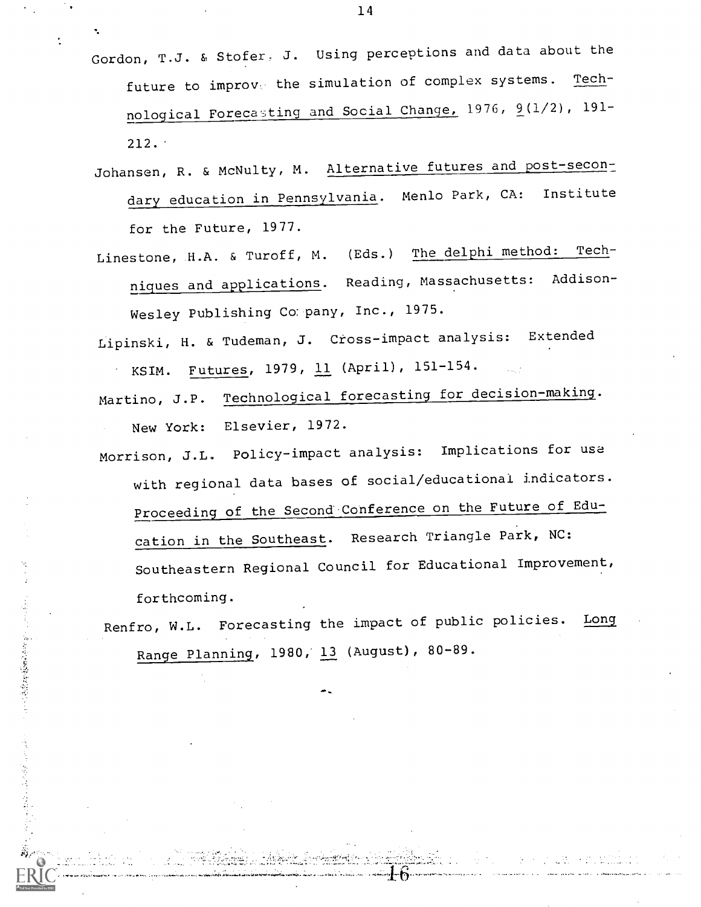Gordon, T.J. & Stofer, J. Using perceptions and data about the future to improve the simulation of complex systems. Technological Forecasting and Social Change, 1976, 9(1/2), 191-212.

Johansen, R. & McNulty, M. Alternative futures and post-secondary education in Pennsylvania. Menlo Park, CA: Institute for the Future, 1977.

Linestone, H.A. & Turoff, M. (Eds.) The delphi method: Techniques and applications. Reading, Massachusetts: Addison-Wesley Publishing Company, Inc., 1975.

Lipinski, H. & Tudeman, J. Cross-impact analysis: Extended KSIM. Futures, 1979, 11 (April), 151-154.

Martino, J.P. Technological forecasting for decision-making. New York: Elsevier, 1972.

Morrison, J.L. Policy-impact analysis: Implications for use with regional data bases of social/educational indicators. Proceeding of the Second Conference on the Future of Education in the Southeast. Research Triangle Park, NC: Southeastern Regional Council for Educational Improvement, forthcoming.

Renfro, W.L. Forecasting the impact of public policies. Long Range Planning, 1980, 13 (August), 80-89.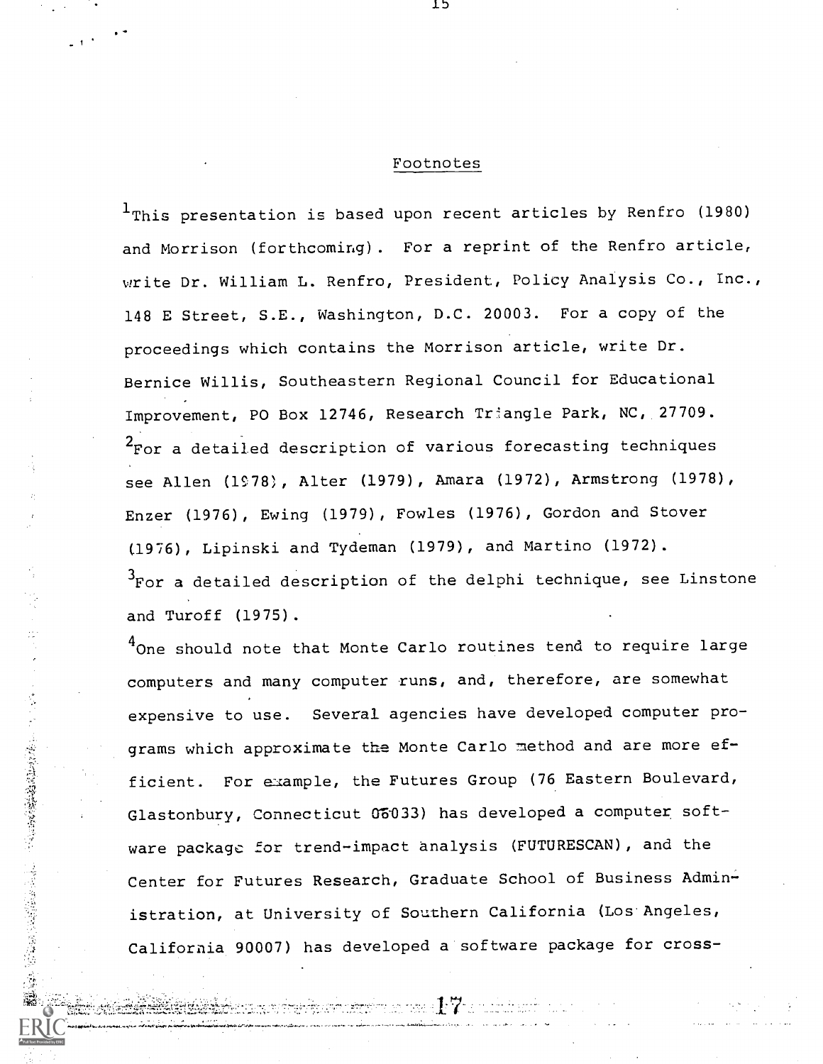## Footnotes

[1]This presentation is based upon recent articles by Renfro (1980) and Morrison (forthcoming). For a reprint of the Renfro article, write Dr. William L. Renfro, President, Policy Analysis Co., Inc., 148 E Street, S.E., Washington, D.C. 20003. For a copy of the proceedings which contains the Morrison article, write Dr. Bernice Willis, Southeastern Regional Council for Educational Improvement, PO Box 12746, Research Triangle Park, NC, 27709.

[2]For a detailed description of various forecasting techniques see Allen (1978), Alter (1979), Amara (1972), Armstrong (1978), Enzer (1976), Ewing (1979), Fowles (1976), Gordon and Stover (1976), Lipinski and Tydeman (1979), and Martino (1972).

[3]For a detailed description of the delphi technique, see Linstone and Turoff (1975).

[4]One should note that Monte Carlo routines tend to require large computers and many computer runs, and, therefore, are somewhat expensive to use. Several agencies have developed computer programs which approximate the Monte Carlo method and are more efficient. For example, the Futures Group (76 Eastern Boulevard, Glastonbury, Connecticut 06033) has developed a computer software package for trend-impact analysis (FUTURESCAN), and the Center for Futures Research, Graduate School of Business Administration, at University of Southern California (Los Angeles, California 90007) has developed a software package for cross-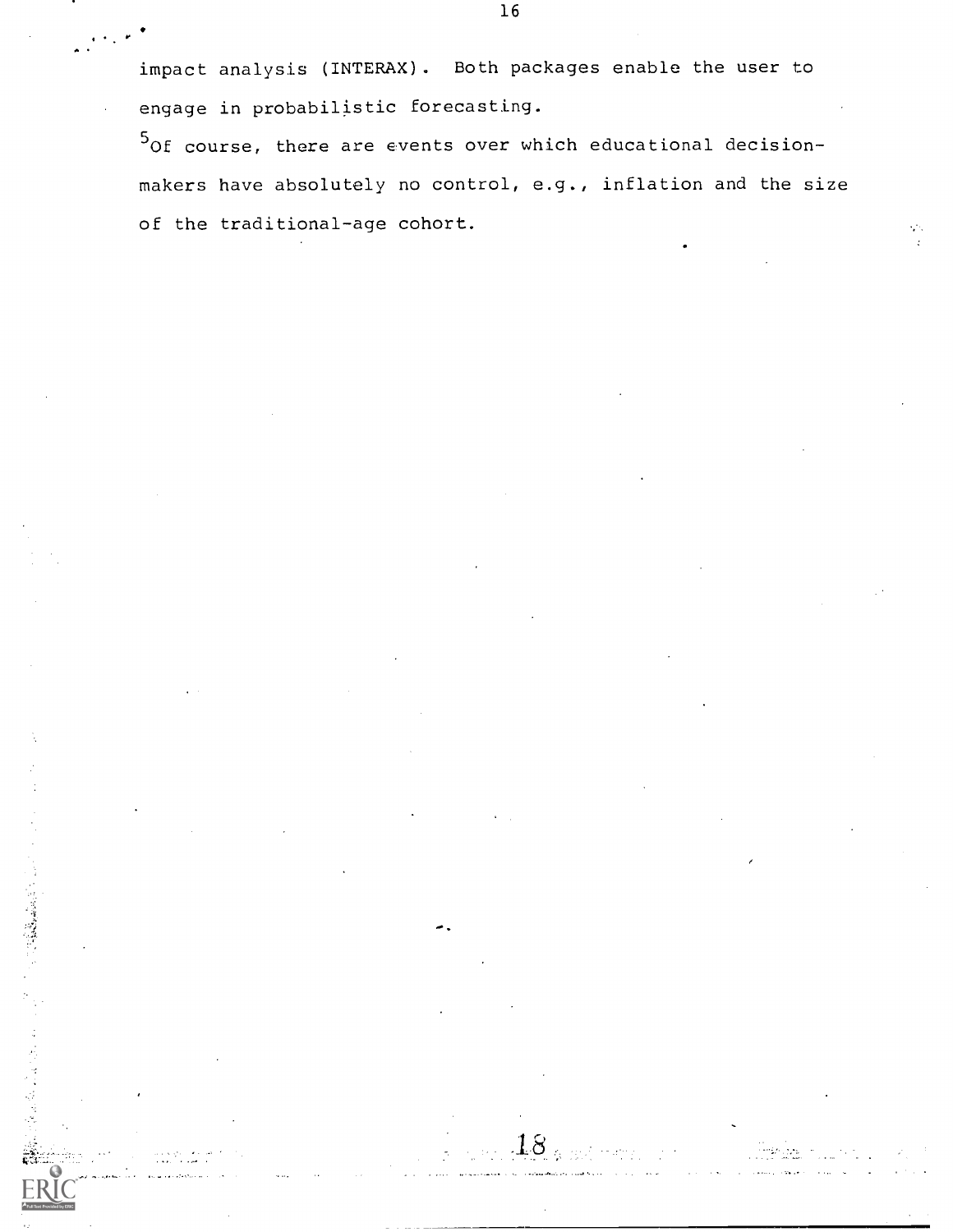impact analysis (INTERAX). Both packages enable the user to engage in probabilistic forecasting.

[5] Of course, there are events over which educational decision-makers have absolutely no control, e.g., inflation and the size of the traditional-age cohort.